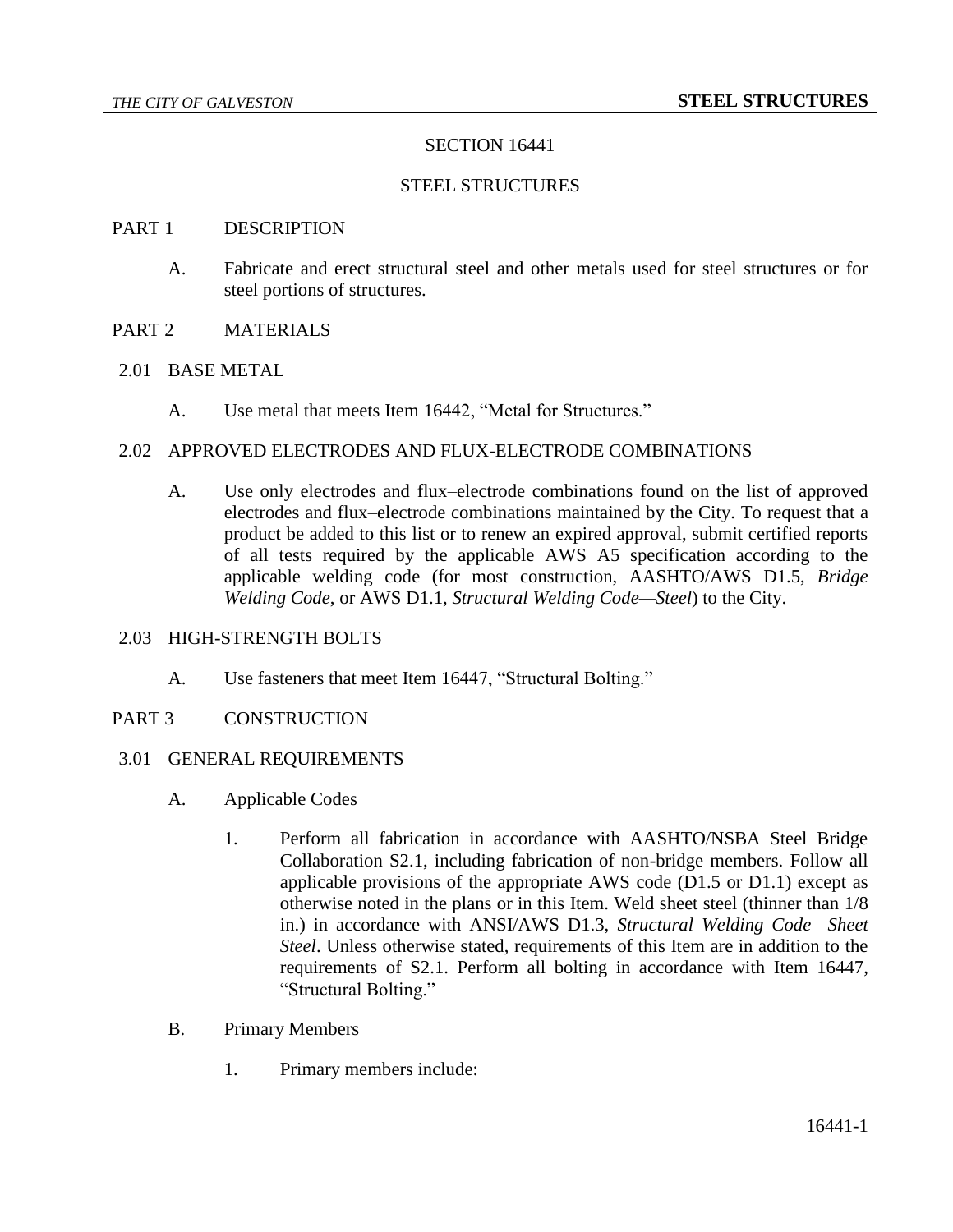# SECTION 16441

# STEEL STRUCTURES

## PART 1 DESCRIPTION

A. Fabricate and erect structural steel and other metals used for steel structures or for steel portions of structures.

## PART 2 MATERIALS

### 2.01 BASE METAL

A. Use metal that meets Item 16442, "Metal for Structures."

### 2.02 APPROVED ELECTRODES AND FLUX-ELECTRODE COMBINATIONS

A. Use only electrodes and flux–electrode combinations found on the list of approved electrodes and flux–electrode combinations maintained by the City. To request that a product be added to this list or to renew an expired approval, submit certified reports of all tests required by the applicable AWS A5 specification according to the applicable welding code (for most construction, AASHTO/AWS D1.5, *Bridge Welding Code*, or AWS D1.1, *Structural Welding Code—Steel*) to the City.

### 2.03 HIGH-STRENGTH BOLTS

A. Use fasteners that meet Item 16447, "Structural Bolting."

## PART 3 CONSTRUCTION

### 3.01 GENERAL REQUIREMENTS

A. Applicable Codes

1. Perform all fabrication in accordance with AASHTO/NSBA Steel Bridge Collaboration S2.1, including fabrication of non-bridge members. Follow all applicable provisions of the appropriate AWS code (D1.5 or D1.1) except as otherwise noted in the plans or in this Item. Weld sheet steel (thinner than 1/8 in.) in accordance with ANSI/AWS D1.3, *Structural Welding Code—Sheet Steel*. Unless otherwise stated, requirements of this Item are in addition to the requirements of S2.1. Perform all bolting in accordance with Item 16447, "Structural Bolting."

B. Primary Members

1. Primary members include: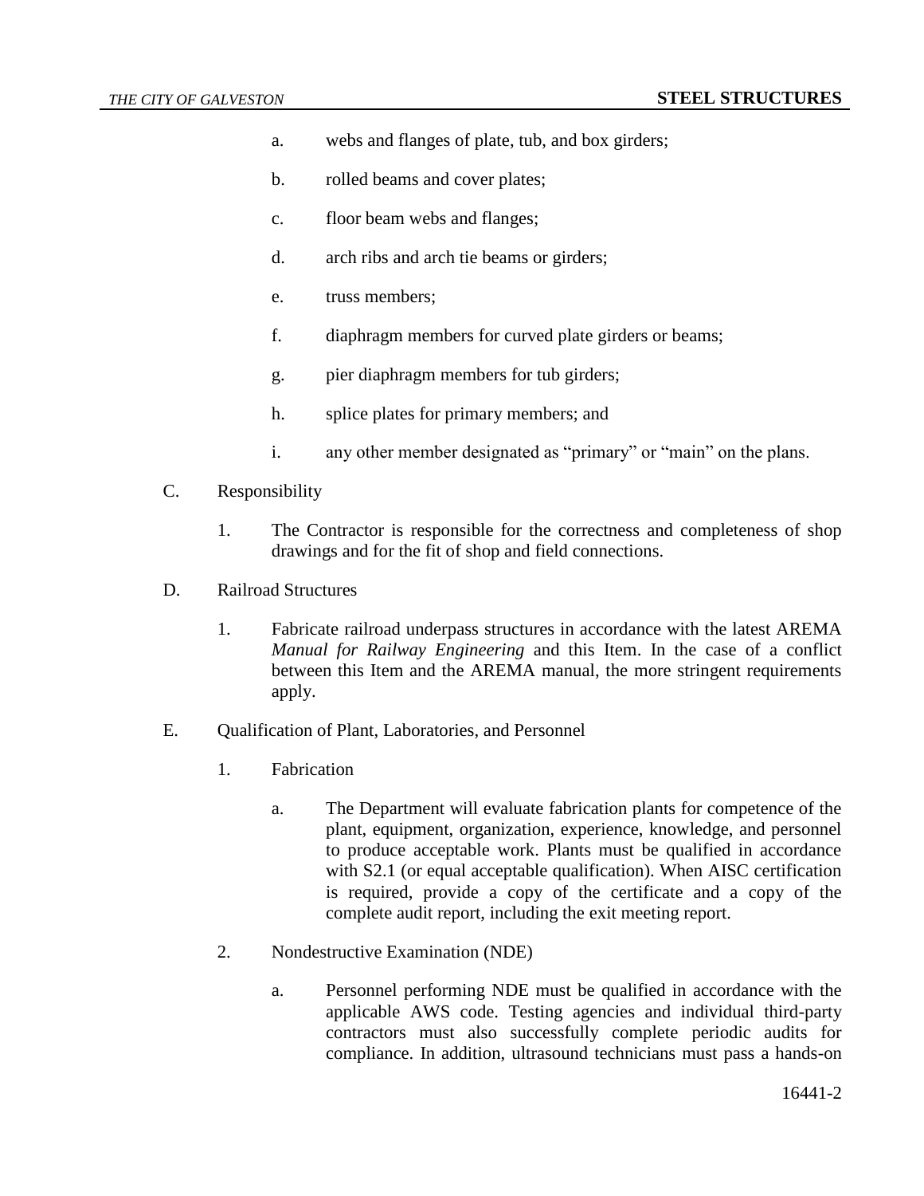a. webs and flanges of plate, tub, and box girders;

b. rolled beams and cover plates;

c. floor beam webs and flanges;

d. arch ribs and arch tie beams or girders;

e. truss members;

f. diaphragm members for curved plate girders or beams;

g. pier diaphragm members for tub girders;

h. splice plates for primary members; and

i. any other member designated as "primary" or "main" on the plans.

C. Responsibility

1. The Contractor is responsible for the correctness and completeness of shop drawings and for the fit of shop and field connections.

D. Railroad Structures

1. Fabricate railroad underpass structures in accordance with the latest AREMA *Manual for Railway Engineering* and this Item. In the case of a conflict between this Item and the AREMA manual, the more stringent requirements apply.

E. Qualification of Plant, Laboratories, and Personnel

1. Fabrication

a. The Department will evaluate fabrication plants for competence of the plant, equipment, organization, experience, knowledge, and personnel to produce acceptable work. Plants must be qualified in accordance with S2.1 (or equal acceptable qualification). When AISC certification is required, provide a copy of the certificate and a copy of the complete audit report, including the exit meeting report.

2. Nondestructive Examination (NDE)

a. Personnel performing NDE must be qualified in accordance with the applicable AWS code. Testing agencies and individual third-party contractors must also successfully complete periodic audits for compliance. In addition, ultrasound technicians must pass a hands-on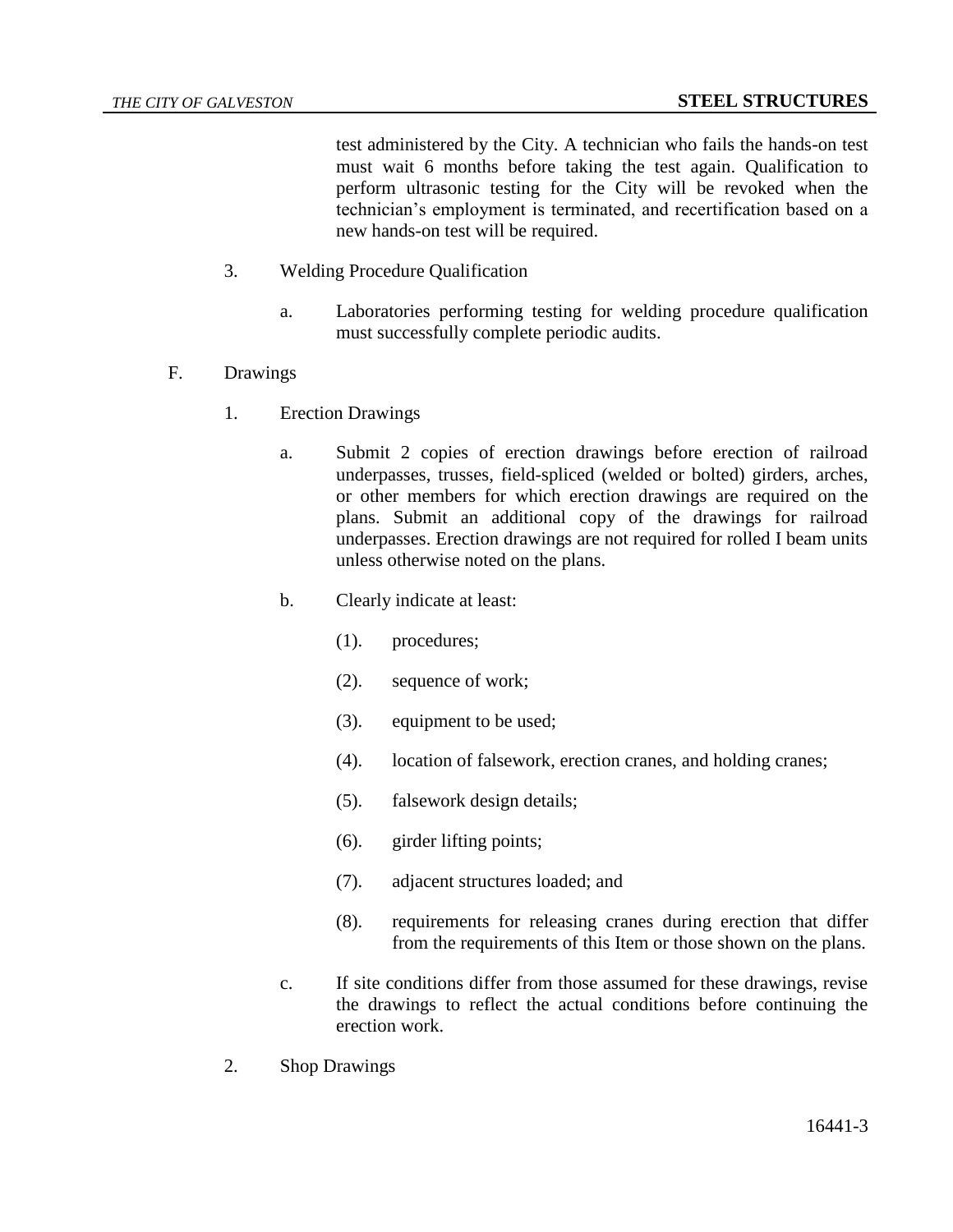test administered by the City. A technician who fails the hands-on test must wait 6 months before taking the test again. Qualification to perform ultrasonic testing for the City will be revoked when the technician's employment is terminated, and recertification based on a new hands-on test will be required.

3. Welding Procedure Qualification

   a. Laboratories performing testing for welding procedure qualification must successfully complete periodic audits.

F. Drawings

1. Erection Drawings

   a. Submit 2 copies of erection drawings before erection of railroad underpasses, trusses, field-spliced (welded or bolted) girders, arches, or other members for which erection drawings are required on the plans. Submit an additional copy of the drawings for railroad underpasses. Erection drawings are not required for rolled I beam units unless otherwise noted on the plans.

   b. Clearly indicate at least:

      (1). procedures;

      (2). sequence of work;

      (3). equipment to be used;

      (4). location of falsework, erection cranes, and holding cranes;

      (5). falsework design details;

      (6). girder lifting points;

      (7). adjacent structures loaded; and

      (8). requirements for releasing cranes during erection that differ from the requirements of this Item or those shown on the plans.

   c. If site conditions differ from those assumed for these drawings, revise the drawings to reflect the actual conditions before continuing the erection work.

2. Shop Drawings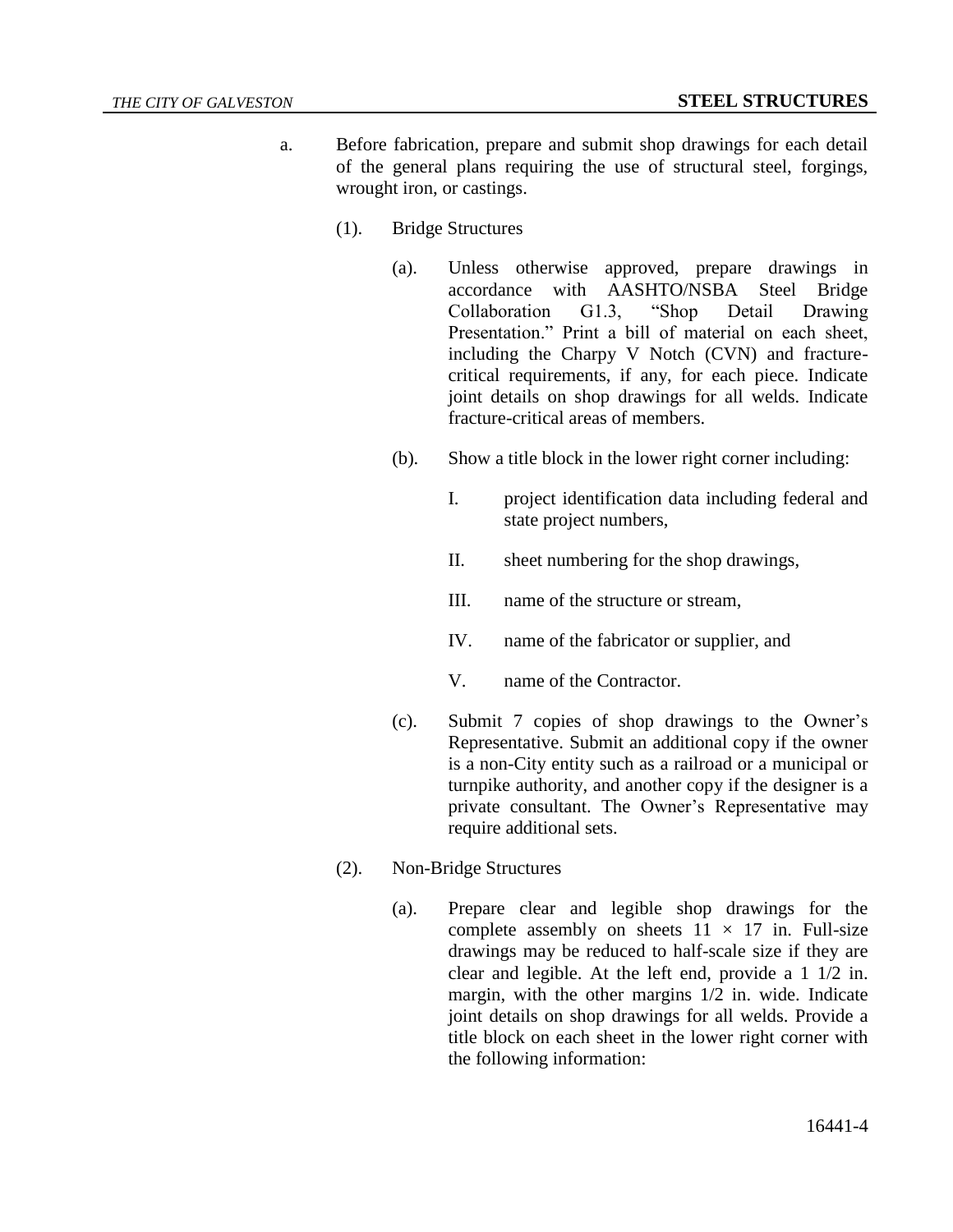a. Before fabrication, prepare and submit shop drawings for each detail of the general plans requiring the use of structural steel, forgings, wrought iron, or castings.

   (1). Bridge Structures

   (a). Unless otherwise approved, prepare drawings in accordance with AASHTO/NSBA Steel Bridge Collaboration G1.3, "Shop Detail Drawing Presentation." Print a bill of material on each sheet, including the Charpy V Notch (CVN) and fracture-critical requirements, if any, for each piece. Indicate joint details on shop drawings for all welds. Indicate fracture-critical areas of members.

   (b). Show a title block in the lower right corner including:

   I. project identification data including federal and state project numbers,

   II. sheet numbering for the shop drawings,

   III. name of the structure or stream,

   IV. name of the fabricator or supplier, and

   V. name of the Contractor.

   (c). Submit 7 copies of shop drawings to the Owner's Representative. Submit an additional copy if the owner is a non-City entity such as a railroad or a municipal or turnpike authority, and another copy if the designer is a private consultant. The Owner's Representative may require additional sets.

   (2). Non-Bridge Structures

   (a). Prepare clear and legible shop drawings for the complete assembly on sheets 11 × 17 in. Full-size drawings may be reduced to half-scale size if they are clear and legible. At the left end, provide a 1 1/2 in. margin, with the other margins 1/2 in. wide. Indicate joint details on shop drawings for all welds. Provide a title block on each sheet in the lower right corner with the following information: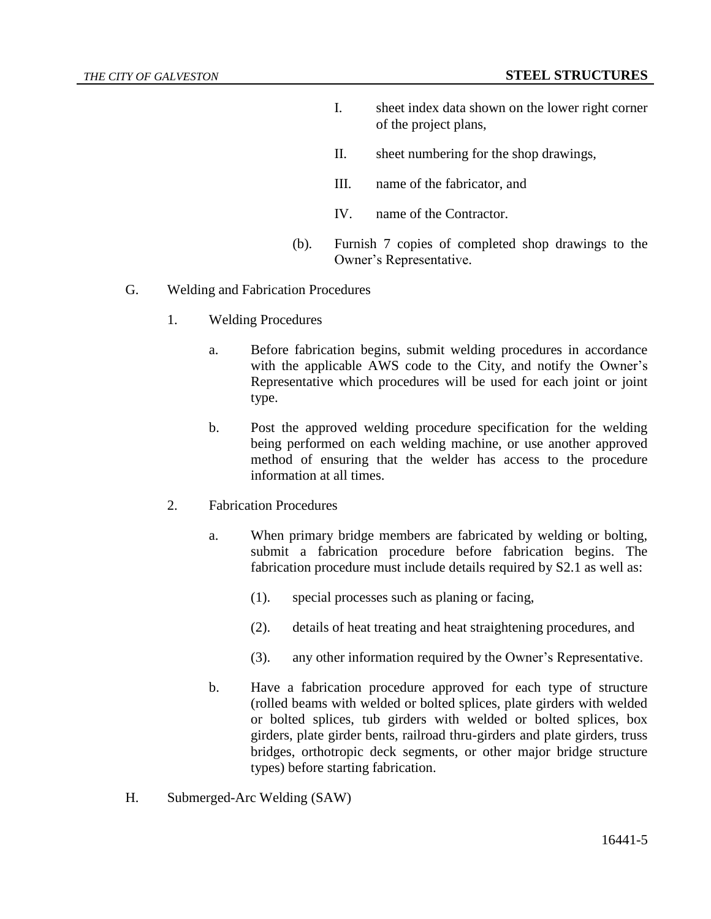I. sheet index data shown on the lower right corner of the project plans,

II. sheet numbering for the shop drawings,

III. name of the fabricator, and

IV. name of the Contractor.

(b). Furnish 7 copies of completed shop drawings to the Owner's Representative.

G. Welding and Fabrication Procedures

1. Welding Procedures

a. Before fabrication begins, submit welding procedures in accordance with the applicable AWS code to the City, and notify the Owner's Representative which procedures will be used for each joint or joint type.

b. Post the approved welding procedure specification for the welding being performed on each welding machine, or use another approved method of ensuring that the welder has access to the procedure information at all times.

2. Fabrication Procedures

a. When primary bridge members are fabricated by welding or bolting, submit a fabrication procedure before fabrication begins. The fabrication procedure must include details required by S2.1 as well as:

(1). special processes such as planing or facing,

(2). details of heat treating and heat straightening procedures, and

(3). any other information required by the Owner's Representative.

b. Have a fabrication procedure approved for each type of structure (rolled beams with welded or bolted splices, plate girders with welded or bolted splices, tub girders with welded or bolted splices, box girders, plate girder bents, railroad thru-girders and plate girders, truss bridges, orthotropic deck segments, or other major bridge structure types) before starting fabrication.

H. Submerged-Arc Welding (SAW)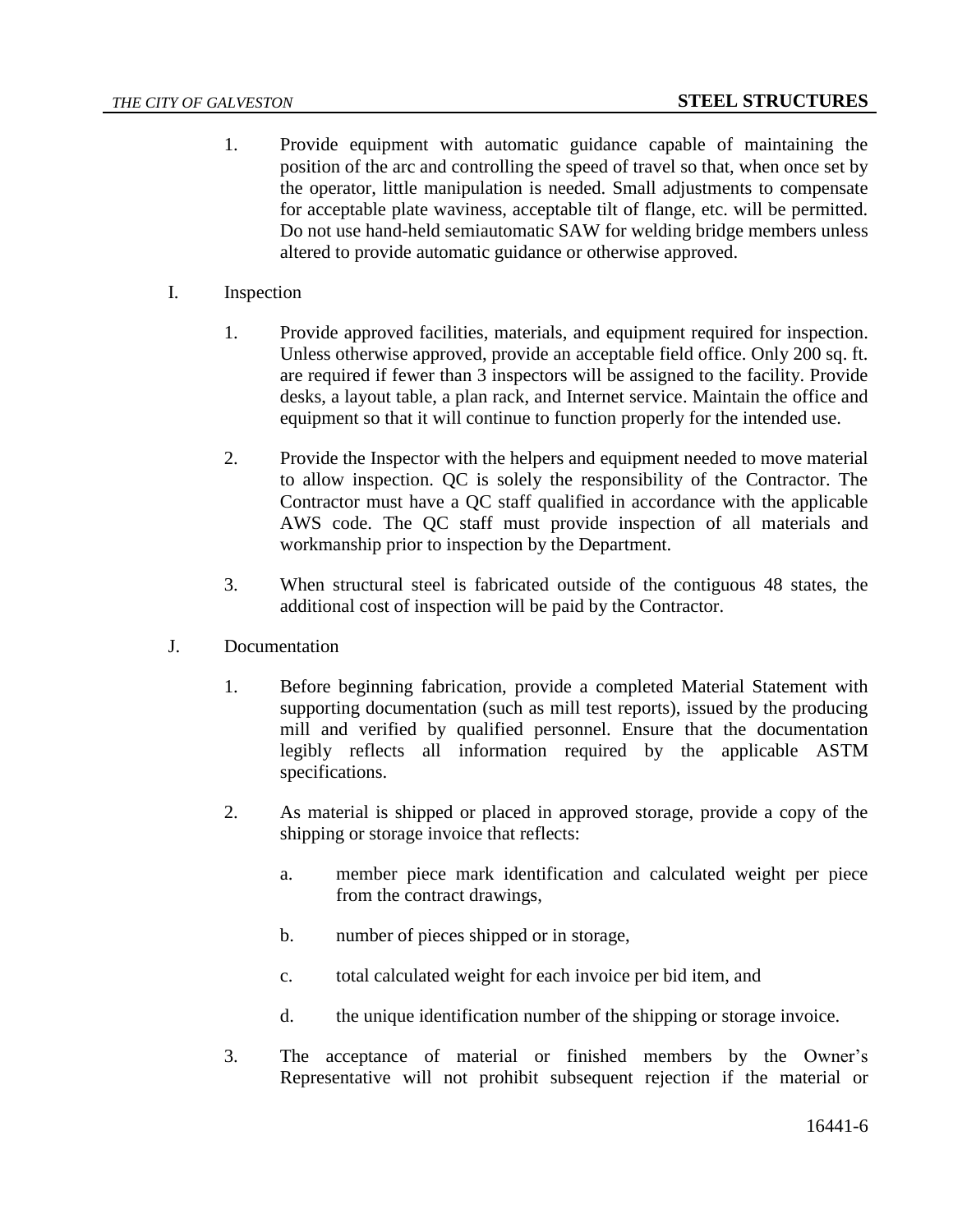1. Provide equipment with automatic guidance capable of maintaining the position of the arc and controlling the speed of travel so that, when once set by the operator, little manipulation is needed. Small adjustments to compensate for acceptable plate waviness, acceptable tilt of flange, etc. will be permitted. Do not use hand-held semiautomatic SAW for welding bridge members unless altered to provide automatic guidance or otherwise approved.

I. Inspection

1. Provide approved facilities, materials, and equipment required for inspection. Unless otherwise approved, provide an acceptable field office. Only 200 sq. ft. are required if fewer than 3 inspectors will be assigned to the facility. Provide desks, a layout table, a plan rack, and Internet service. Maintain the office and equipment so that it will continue to function properly for the intended use.

2. Provide the Inspector with the helpers and equipment needed to move material to allow inspection. QC is solely the responsibility of the Contractor. The Contractor must have a QC staff qualified in accordance with the applicable AWS code. The QC staff must provide inspection of all materials and workmanship prior to inspection by the Department.

3. When structural steel is fabricated outside of the contiguous 48 states, the additional cost of inspection will be paid by the Contractor.

J. Documentation

1. Before beginning fabrication, provide a completed Material Statement with supporting documentation (such as mill test reports), issued by the producing mill and verified by qualified personnel. Ensure that the documentation legibly reflects all information required by the applicable ASTM specifications.

2. As material is shipped or placed in approved storage, provide a copy of the shipping or storage invoice that reflects:

   a. member piece mark identification and calculated weight per piece from the contract drawings,

   b. number of pieces shipped or in storage,

   c. total calculated weight for each invoice per bid item, and

   d. the unique identification number of the shipping or storage invoice.

3. The acceptance of material or finished members by the Owner's Representative will not prohibit subsequent rejection if the material or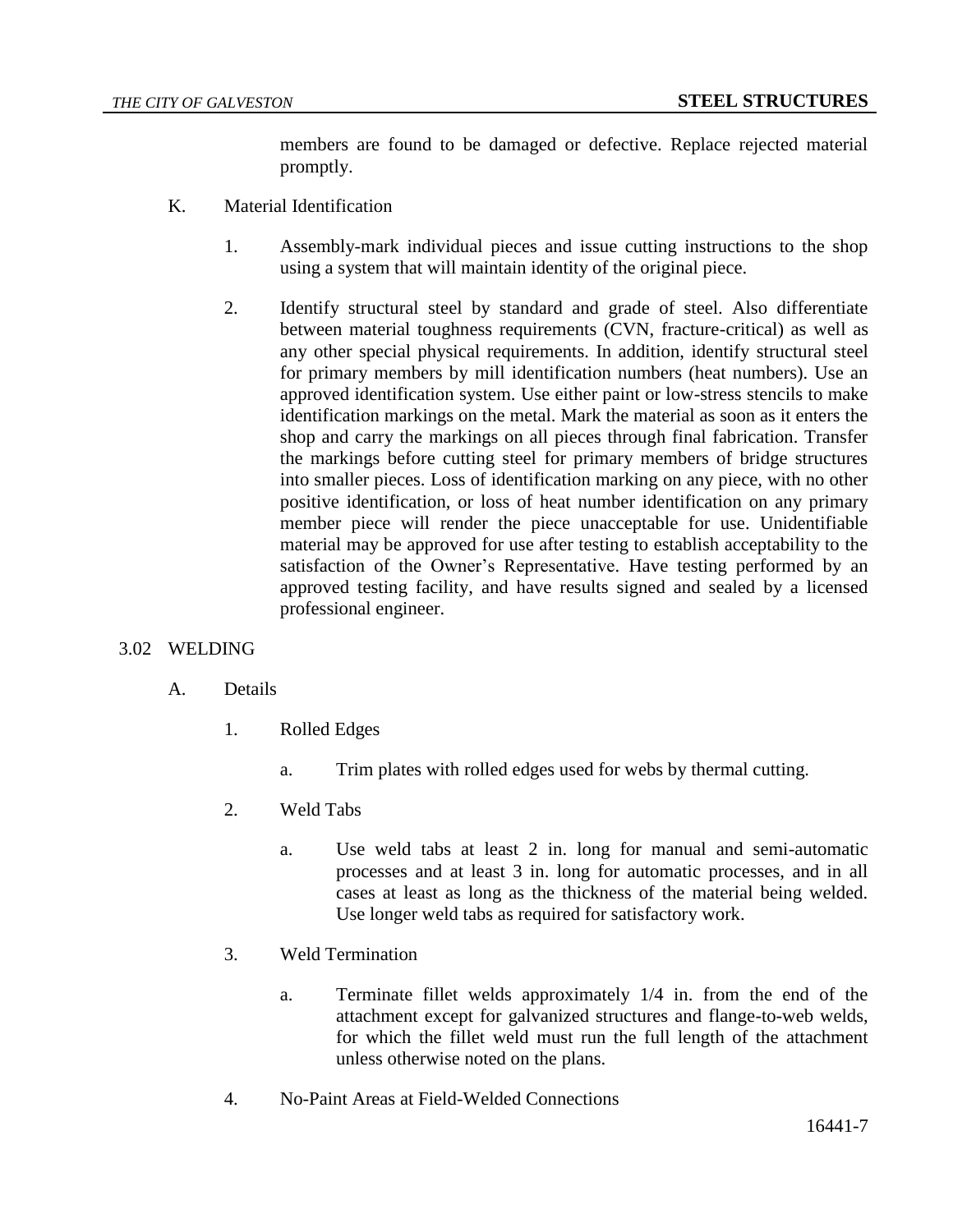members are found to be damaged or defective. Replace rejected material promptly.

K. Material Identification

1. Assembly-mark individual pieces and issue cutting instructions to the shop using a system that will maintain identity of the original piece.

2. Identify structural steel by standard and grade of steel. Also differentiate between material toughness requirements (CVN, fracture-critical) as well as any other special physical requirements. In addition, identify structural steel for primary members by mill identification numbers (heat numbers). Use an approved identification system. Use either paint or low-stress stencils to make identification markings on the metal. Mark the material as soon as it enters the shop and carry the markings on all pieces through final fabrication. Transfer the markings before cutting steel for primary members of bridge structures into smaller pieces. Loss of identification marking on any piece, with no other positive identification, or loss of heat number identification on any primary member piece will render the piece unacceptable for use. Unidentifiable material may be approved for use after testing to establish acceptability to the satisfaction of the Owner's Representative. Have testing performed by an approved testing facility, and have results signed and sealed by a licensed professional engineer.

## 3.02 WELDING

A. Details

1. Rolled Edges

   a. Trim plates with rolled edges used for webs by thermal cutting.

2. Weld Tabs

   a. Use weld tabs at least 2 in. long for manual and semi-automatic processes and at least 3 in. long for automatic processes, and in all cases at least as long as the thickness of the material being welded. Use longer weld tabs as required for satisfactory work.

3. Weld Termination

   a. Terminate fillet welds approximately 1/4 in. from the end of the attachment except for galvanized structures and flange-to-web welds, for which the fillet weld must run the full length of the attachment unless otherwise noted on the plans.

4. No-Paint Areas at Field-Welded Connections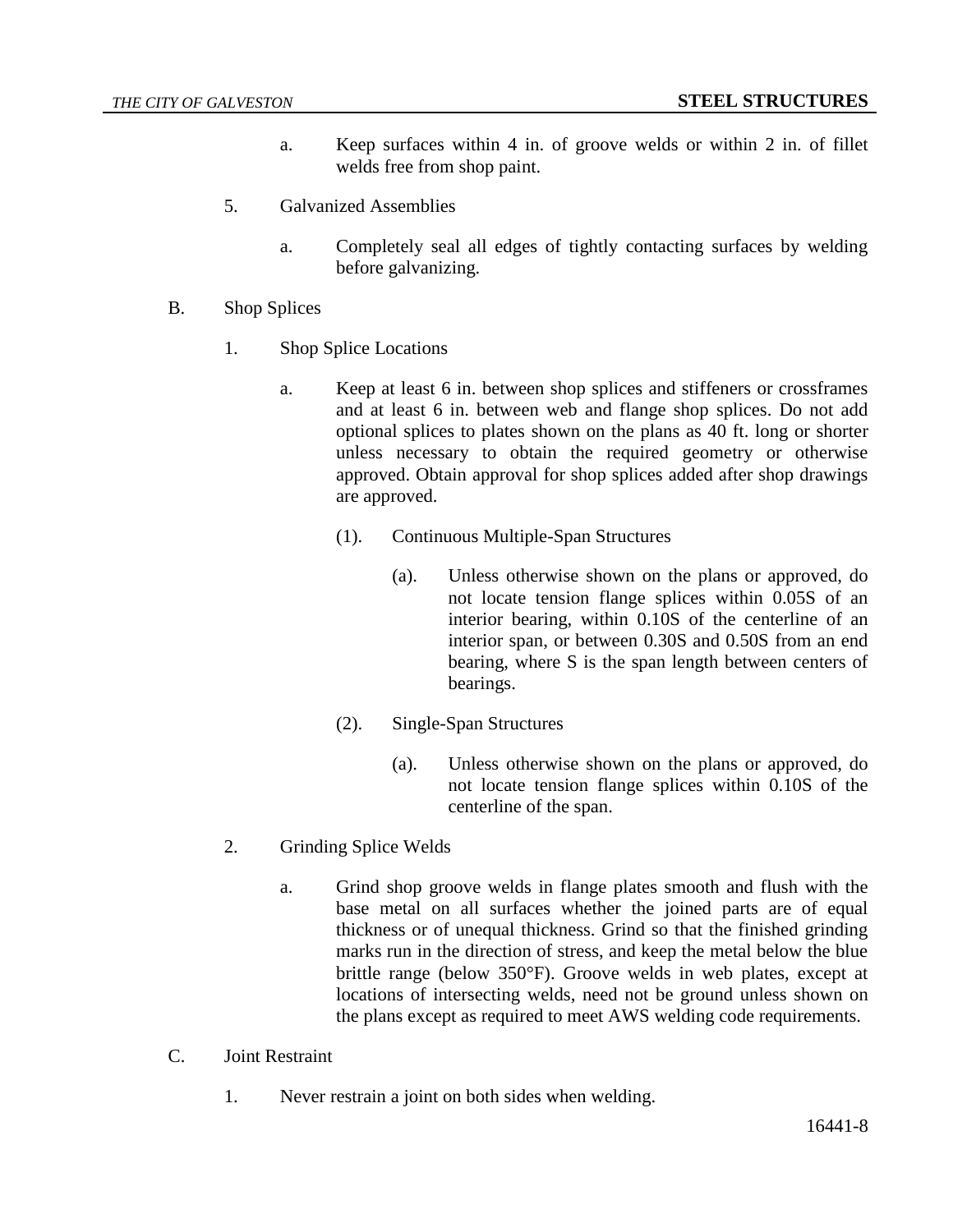a. Keep surfaces within 4 in. of groove welds or within 2 in. of fillet welds free from shop paint.

5. Galvanized Assemblies

   a. Completely seal all edges of tightly contacting surfaces by welding before galvanizing.

B. Shop Splices

1. Shop Splice Locations

   a. Keep at least 6 in. between shop splices and stiffeners or crossframes and at least 6 in. between web and flange shop splices. Do not add optional splices to plates shown on the plans as 40 ft. long or shorter unless necessary to obtain the required geometry or otherwise approved. Obtain approval for shop splices added after shop drawings are approved.

      (1). Continuous Multiple-Span Structures

         (a). Unless otherwise shown on the plans or approved, do not locate tension flange splices within 0.05S of an interior bearing, within 0.10S of the centerline of an interior span, or between 0.30S and 0.50S from an end bearing, where S is the span length between centers of bearings.

      (2). Single-Span Structures

         (a). Unless otherwise shown on the plans or approved, do not locate tension flange splices within 0.10S of the centerline of the span.

2. Grinding Splice Welds

   a. Grind shop groove welds in flange plates smooth and flush with the base metal on all surfaces whether the joined parts are of equal thickness or of unequal thickness. Grind so that the finished grinding marks run in the direction of stress, and keep the metal below the blue brittle range (below 350°F). Groove welds in web plates, except at locations of intersecting welds, need not be ground unless shown on the plans except as required to meet AWS welding code requirements.

C. Joint Restraint

1. Never restrain a joint on both sides when welding.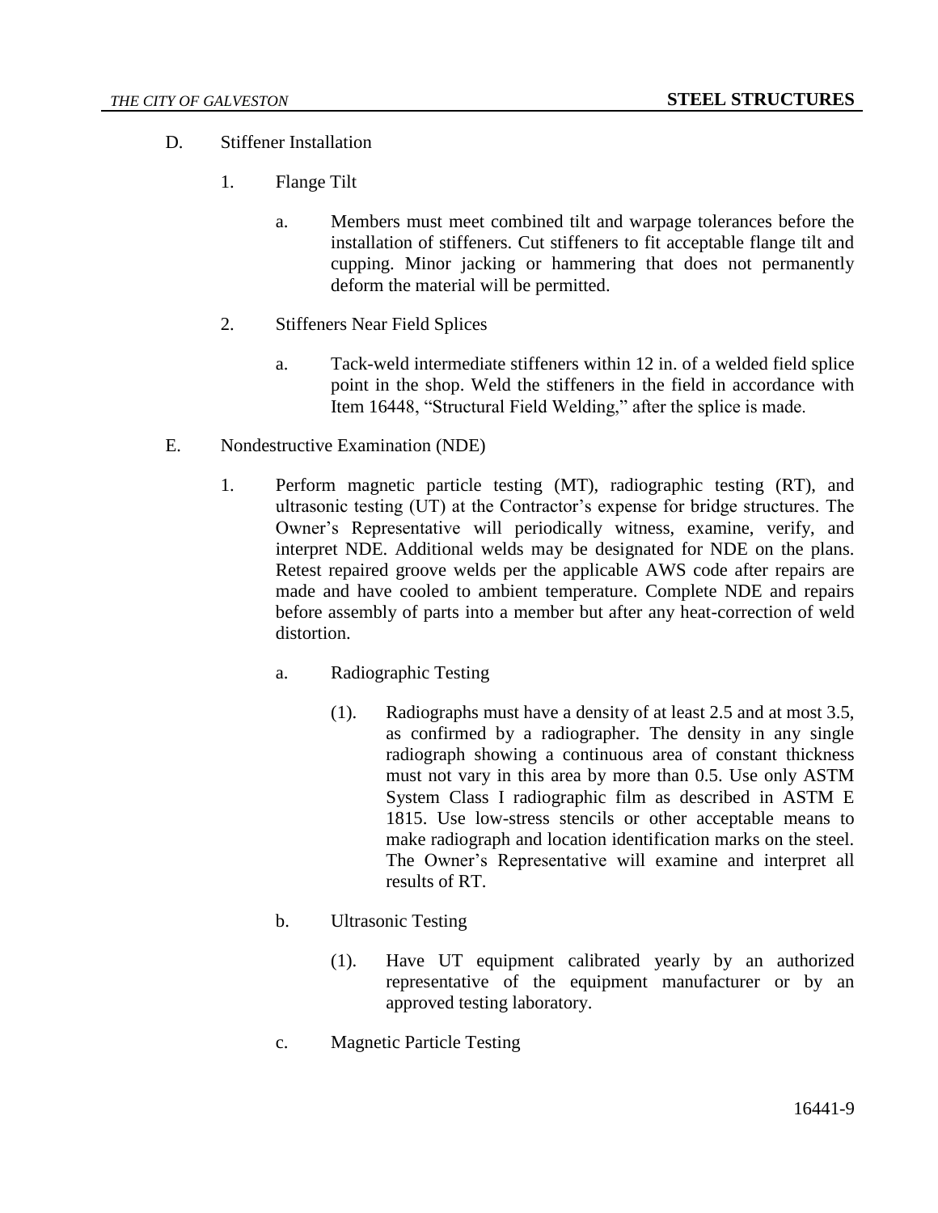D. Stiffener Installation

1. Flange Tilt

a. Members must meet combined tilt and warpage tolerances before the installation of stiffeners. Cut stiffeners to fit acceptable flange tilt and cupping. Minor jacking or hammering that does not permanently deform the material will be permitted.

2. Stiffeners Near Field Splices

a. Tack-weld intermediate stiffeners within 12 in. of a welded field splice point in the shop. Weld the stiffeners in the field in accordance with Item 16448, "Structural Field Welding," after the splice is made.

E. Nondestructive Examination (NDE)

1. Perform magnetic particle testing (MT), radiographic testing (RT), and ultrasonic testing (UT) at the Contractor's expense for bridge structures. The Owner's Representative will periodically witness, examine, verify, and interpret NDE. Additional welds may be designated for NDE on the plans. Retest repaired groove welds per the applicable AWS code after repairs are made and have cooled to ambient temperature. Complete NDE and repairs before assembly of parts into a member but after any heat-correction of weld distortion.

a. Radiographic Testing

(1). Radiographs must have a density of at least 2.5 and at most 3.5, as confirmed by a radiographer. The density in any single radiograph showing a continuous area of constant thickness must not vary in this area by more than 0.5. Use only ASTM System Class I radiographic film as described in ASTM E 1815. Use low-stress stencils or other acceptable means to make radiograph and location identification marks on the steel. The Owner's Representative will examine and interpret all results of RT.

b. Ultrasonic Testing

(1). Have UT equipment calibrated yearly by an authorized representative of the equipment manufacturer or by an approved testing laboratory.

c. Magnetic Particle Testing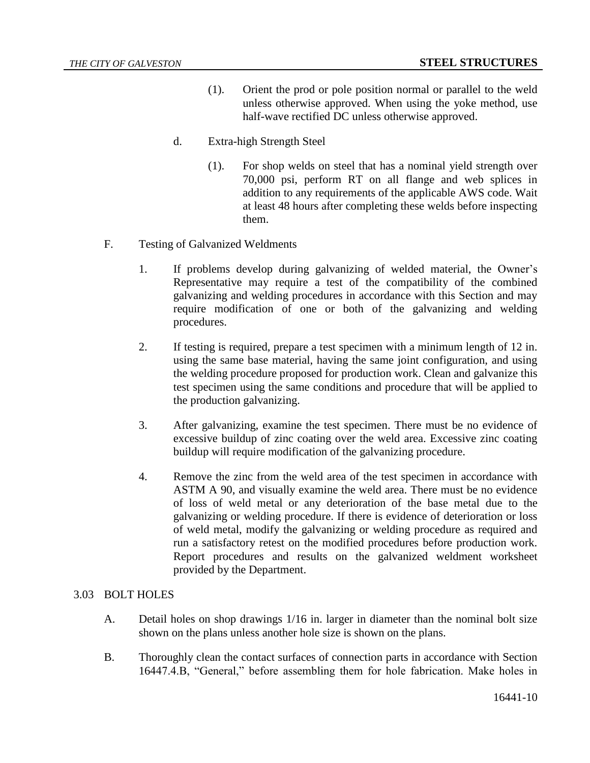(1). Orient the prod or pole position normal or parallel to the weld unless otherwise approved. When using the yoke method, use half-wave rectified DC unless otherwise approved.

d. Extra-high Strength Steel

(1). For shop welds on steel that has a nominal yield strength over 70,000 psi, perform RT on all flange and web splices in addition to any requirements of the applicable AWS code. Wait at least 48 hours after completing these welds before inspecting them.

F. Testing of Galvanized Weldments

1. If problems develop during galvanizing of welded material, the Owner's Representative may require a test of the compatibility of the combined galvanizing and welding procedures in accordance with this Section and may require modification of one or both of the galvanizing and welding procedures.

2. If testing is required, prepare a test specimen with a minimum length of 12 in. using the same base material, having the same joint configuration, and using the welding procedure proposed for production work. Clean and galvanize this test specimen using the same conditions and procedure that will be applied to the production galvanizing.

3. After galvanizing, examine the test specimen. There must be no evidence of excessive buildup of zinc coating over the weld area. Excessive zinc coating buildup will require modification of the galvanizing procedure.

4. Remove the zinc from the weld area of the test specimen in accordance with ASTM A 90, and visually examine the weld area. There must be no evidence of loss of weld metal or any deterioration of the base metal due to the galvanizing or welding procedure. If there is evidence of deterioration or loss of weld metal, modify the galvanizing or welding procedure as required and run a satisfactory retest on the modified procedures before production work. Report procedures and results on the galvanized weldment worksheet provided by the Department.

## 3.03 BOLT HOLES

A. Detail holes on shop drawings 1/16 in. larger in diameter than the nominal bolt size shown on the plans unless another hole size is shown on the plans.

B. Thoroughly clean the contact surfaces of connection parts in accordance with Section 16447.4.B, "General," before assembling them for hole fabrication. Make holes in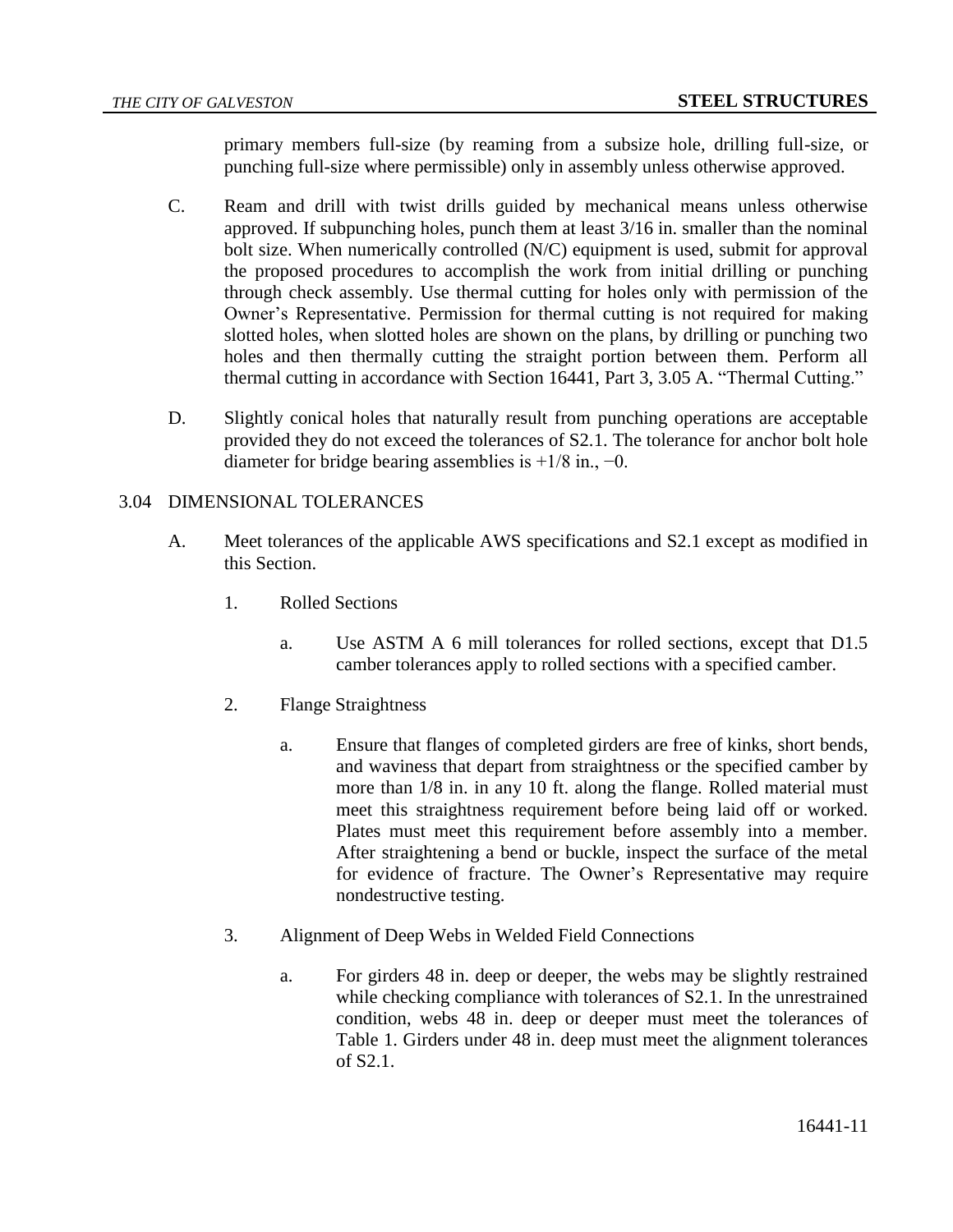primary members full-size (by reaming from a subsize hole, drilling full-size, or punching full-size where permissible) only in assembly unless otherwise approved.

C. Ream and drill with twist drills guided by mechanical means unless otherwise approved. If subpunching holes, punch them at least 3/16 in. smaller than the nominal bolt size. When numerically controlled (N/C) equipment is used, submit for approval the proposed procedures to accomplish the work from initial drilling or punching through check assembly. Use thermal cutting for holes only with permission of the Owner's Representative. Permission for thermal cutting is not required for making slotted holes, when slotted holes are shown on the plans, by drilling or punching two holes and then thermally cutting the straight portion between them. Perform all thermal cutting in accordance with Section 16441, Part 3, 3.05 A. "Thermal Cutting."

D. Slightly conical holes that naturally result from punching operations are acceptable provided they do not exceed the tolerances of S2.1. The tolerance for anchor bolt hole diameter for bridge bearing assemblies is +1/8 in., −0.

3.04 DIMENSIONAL TOLERANCES

A. Meet tolerances of the applicable AWS specifications and S2.1 except as modified in this Section.

1. Rolled Sections

   a. Use ASTM A 6 mill tolerances for rolled sections, except that D1.5 camber tolerances apply to rolled sections with a specified camber.

2. Flange Straightness

   a. Ensure that flanges of completed girders are free of kinks, short bends, and waviness that depart from straightness or the specified camber by more than 1/8 in. in any 10 ft. along the flange. Rolled material must meet this straightness requirement before being laid off or worked. Plates must meet this requirement before assembly into a member. After straightening a bend or buckle, inspect the surface of the metal for evidence of fracture. The Owner's Representative may require nondestructive testing.

3. Alignment of Deep Webs in Welded Field Connections

   a. For girders 48 in. deep or deeper, the webs may be slightly restrained while checking compliance with tolerances of S2.1. In the unrestrained condition, webs 48 in. deep or deeper must meet the tolerances of Table 1. Girders under 48 in. deep must meet the alignment tolerances of S2.1.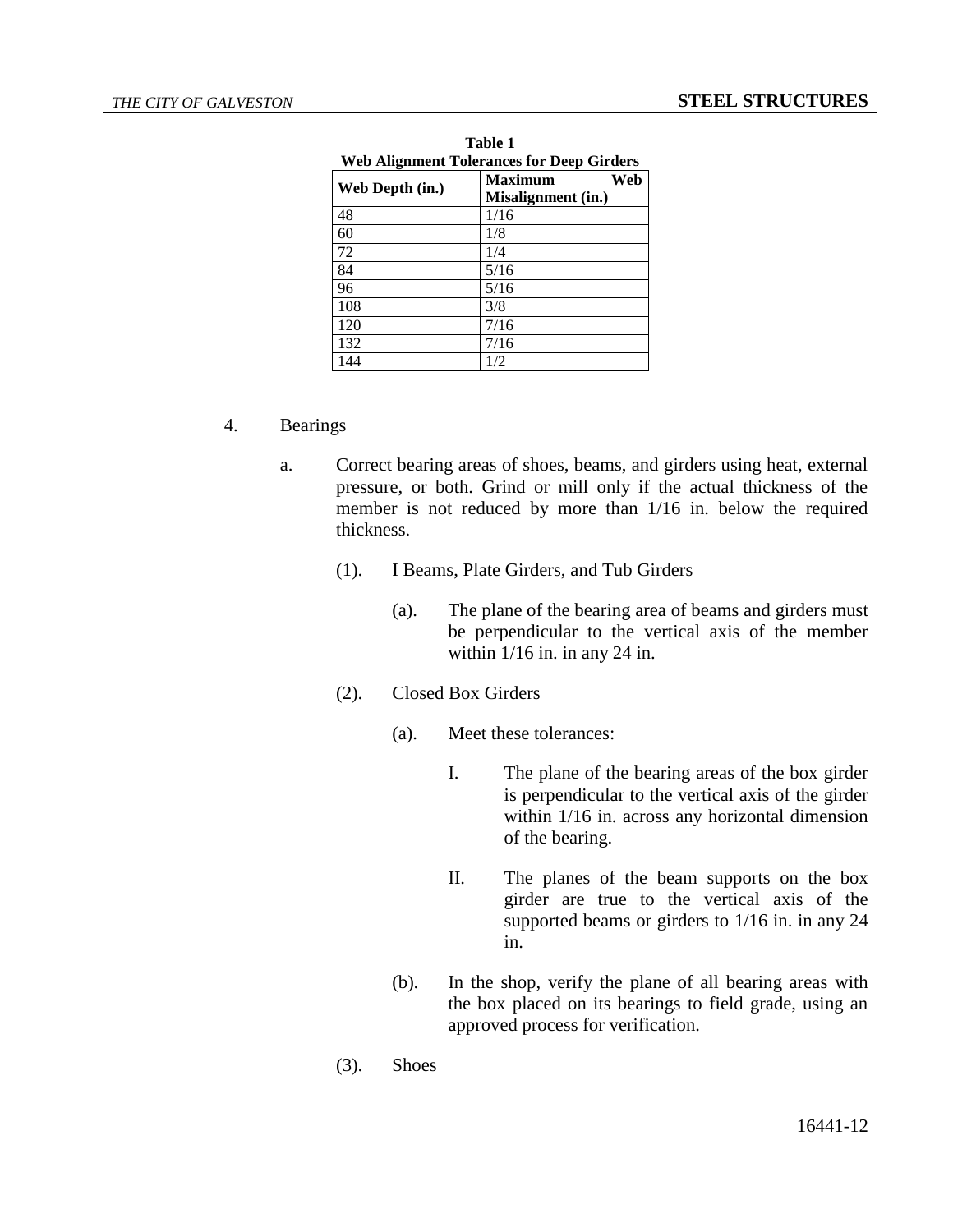**Table 1**
**Web Alignment Tolerances for Deep Girders**

| Web Depth (in.) | Maximum Web Misalignment (in.) |
|---|---|
| 48 | 1/16 |
| 60 | 1/8 |
| 72 | 1/4 |
| 84 | 5/16 |
| 96 | 5/16 |
| 108 | 3/8 |
| 120 | 7/16 |
| 132 | 7/16 |
| 144 | 1/2 |

4. Bearings

   a. Correct bearing areas of shoes, beams, and girders using heat, external pressure, or both. Grind or mill only if the actual thickness of the member is not reduced by more than 1/16 in. below the required thickness.

      (1). I Beams, Plate Girders, and Tub Girders

         (a). The plane of the bearing area of beams and girders must be perpendicular to the vertical axis of the member within 1/16 in. in any 24 in.

      (2). Closed Box Girders

         (a). Meet these tolerances:

            I. The plane of the bearing areas of the box girder is perpendicular to the vertical axis of the girder within 1/16 in. across any horizontal dimension of the bearing.

            II. The planes of the beam supports on the box girder are true to the vertical axis of the supported beams or girders to 1/16 in. in any 24 in.

         (b). In the shop, verify the plane of all bearing areas with the box placed on its bearings to field grade, using an approved process for verification.

      (3). Shoes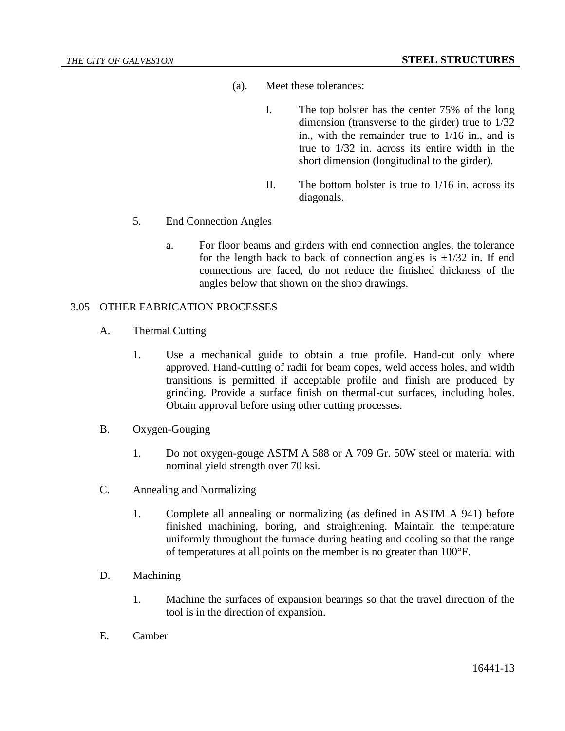(a). Meet these tolerances:

I. The top bolster has the center 75% of the long dimension (transverse to the girder) true to 1/32 in., with the remainder true to 1/16 in., and is true to 1/32 in. across its entire width in the short dimension (longitudinal to the girder).

II. The bottom bolster is true to 1/16 in. across its diagonals.

5. End Connection Angles

   a. For floor beams and girders with end connection angles, the tolerance for the length back to back of connection angles is ±1/32 in. If end connections are faced, do not reduce the finished thickness of the angles below that shown on the shop drawings.

## 3.05 OTHER FABRICATION PROCESSES

A. Thermal Cutting

   1. Use a mechanical guide to obtain a true profile. Hand-cut only where approved. Hand-cutting of radii for beam copes, weld access holes, and width transitions is permitted if acceptable profile and finish are produced by grinding. Provide a surface finish on thermal-cut surfaces, including holes. Obtain approval before using other cutting processes.

B. Oxygen-Gouging

   1. Do not oxygen-gouge ASTM A 588 or A 709 Gr. 50W steel or material with nominal yield strength over 70 ksi.

C. Annealing and Normalizing

   1. Complete all annealing or normalizing (as defined in ASTM A 941) before finished machining, boring, and straightening. Maintain the temperature uniformly throughout the furnace during heating and cooling so that the range of temperatures at all points on the member is no greater than 100°F.

D. Machining

   1. Machine the surfaces of expansion bearings so that the travel direction of the tool is in the direction of expansion.

E. Camber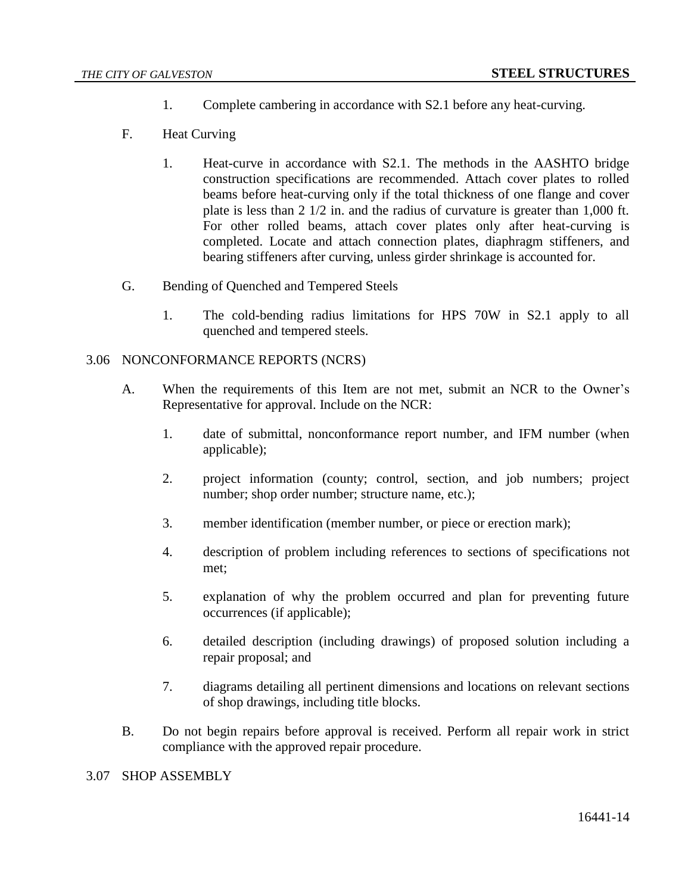1. Complete cambering in accordance with S2.1 before any heat-curving.

F. Heat Curving

1. Heat-curve in accordance with S2.1. The methods in the AASHTO bridge construction specifications are recommended. Attach cover plates to rolled beams before heat-curving only if the total thickness of one flange and cover plate is less than 2 1/2 in. and the radius of curvature is greater than 1,000 ft. For other rolled beams, attach cover plates only after heat-curving is completed. Locate and attach connection plates, diaphragm stiffeners, and bearing stiffeners after curving, unless girder shrinkage is accounted for.

G. Bending of Quenched and Tempered Steels

1. The cold-bending radius limitations for HPS 70W in S2.1 apply to all quenched and tempered steels.

## 3.06 NONCONFORMANCE REPORTS (NCRS)

A. When the requirements of this Item are not met, submit an NCR to the Owner's Representative for approval. Include on the NCR:

1. date of submittal, nonconformance report number, and IFM number (when applicable);
2. project information (county; control, section, and job numbers; project number; shop order number; structure name, etc.);
3. member identification (member number, or piece or erection mark);
4. description of problem including references to sections of specifications not met;
5. explanation of why the problem occurred and plan for preventing future occurrences (if applicable);
6. detailed description (including drawings) of proposed solution including a repair proposal; and
7. diagrams detailing all pertinent dimensions and locations on relevant sections of shop drawings, including title blocks.

B. Do not begin repairs before approval is received. Perform all repair work in strict compliance with the approved repair procedure.

## 3.07 SHOP ASSEMBLY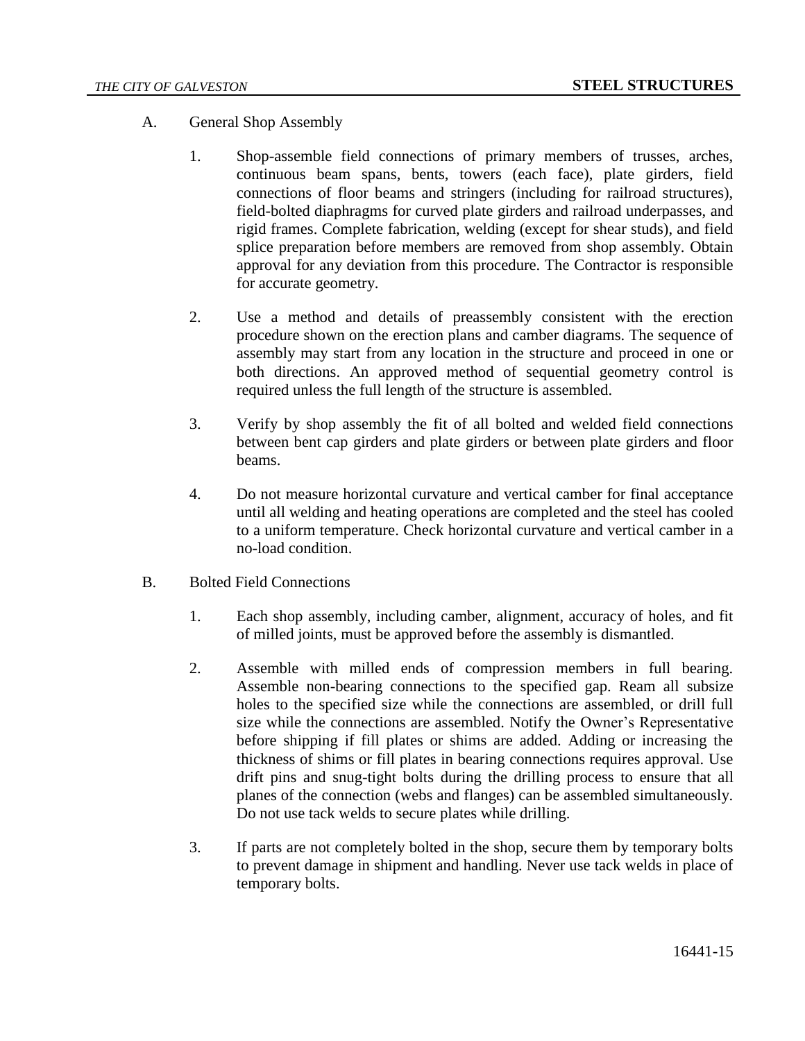A. General Shop Assembly

1. Shop-assemble field connections of primary members of trusses, arches, continuous beam spans, bents, towers (each face), plate girders, field connections of floor beams and stringers (including for railroad structures), field-bolted diaphragms for curved plate girders and railroad underpasses, and rigid frames. Complete fabrication, welding (except for shear studs), and field splice preparation before members are removed from shop assembly. Obtain approval for any deviation from this procedure. The Contractor is responsible for accurate geometry.

2. Use a method and details of preassembly consistent with the erection procedure shown on the erection plans and camber diagrams. The sequence of assembly may start from any location in the structure and proceed in one or both directions. An approved method of sequential geometry control is required unless the full length of the structure is assembled.

3. Verify by shop assembly the fit of all bolted and welded field connections between bent cap girders and plate girders or between plate girders and floor beams.

4. Do not measure horizontal curvature and vertical camber for final acceptance until all welding and heating operations are completed and the steel has cooled to a uniform temperature. Check horizontal curvature and vertical camber in a no-load condition.

B. Bolted Field Connections

1. Each shop assembly, including camber, alignment, accuracy of holes, and fit of milled joints, must be approved before the assembly is dismantled.

2. Assemble with milled ends of compression members in full bearing. Assemble non-bearing connections to the specified gap. Ream all subsize holes to the specified size while the connections are assembled, or drill full size while the connections are assembled. Notify the Owner's Representative before shipping if fill plates or shims are added. Adding or increasing the thickness of shims or fill plates in bearing connections requires approval. Use drift pins and snug-tight bolts during the drilling process to ensure that all planes of the connection (webs and flanges) can be assembled simultaneously. Do not use tack welds to secure plates while drilling.

3. If parts are not completely bolted in the shop, secure them by temporary bolts to prevent damage in shipment and handling. Never use tack welds in place of temporary bolts.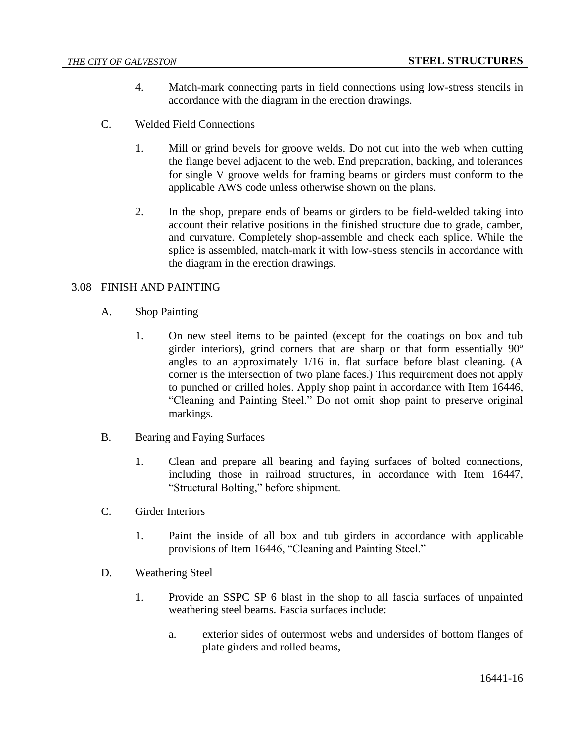4. Match-mark connecting parts in field connections using low-stress stencils in accordance with the diagram in the erection drawings.

C. Welded Field Connections

1. Mill or grind bevels for groove welds. Do not cut into the web when cutting the flange bevel adjacent to the web. End preparation, backing, and tolerances for single V groove welds for framing beams or girders must conform to the applicable AWS code unless otherwise shown on the plans.

2. In the shop, prepare ends of beams or girders to be field-welded taking into account their relative positions in the finished structure due to grade, camber, and curvature. Completely shop-assemble and check each splice. While the splice is assembled, match-mark it with low-stress stencils in accordance with the diagram in the erection drawings.

## 3.08 FINISH AND PAINTING

A. Shop Painting

1. On new steel items to be painted (except for the coatings on box and tub girder interiors), grind corners that are sharp or that form essentially 90º angles to an approximately 1/16 in. flat surface before blast cleaning. (A corner is the intersection of two plane faces.) This requirement does not apply to punched or drilled holes. Apply shop paint in accordance with Item 16446, "Cleaning and Painting Steel." Do not omit shop paint to preserve original markings.

B. Bearing and Faying Surfaces

1. Clean and prepare all bearing and faying surfaces of bolted connections, including those in railroad structures, in accordance with Item 16447, "Structural Bolting," before shipment.

C. Girder Interiors

1. Paint the inside of all box and tub girders in accordance with applicable provisions of Item 16446, "Cleaning and Painting Steel."

D. Weathering Steel

1. Provide an SSPC SP 6 blast in the shop to all fascia surfaces of unpainted weathering steel beams. Fascia surfaces include:

   a. exterior sides of outermost webs and undersides of bottom flanges of plate girders and rolled beams,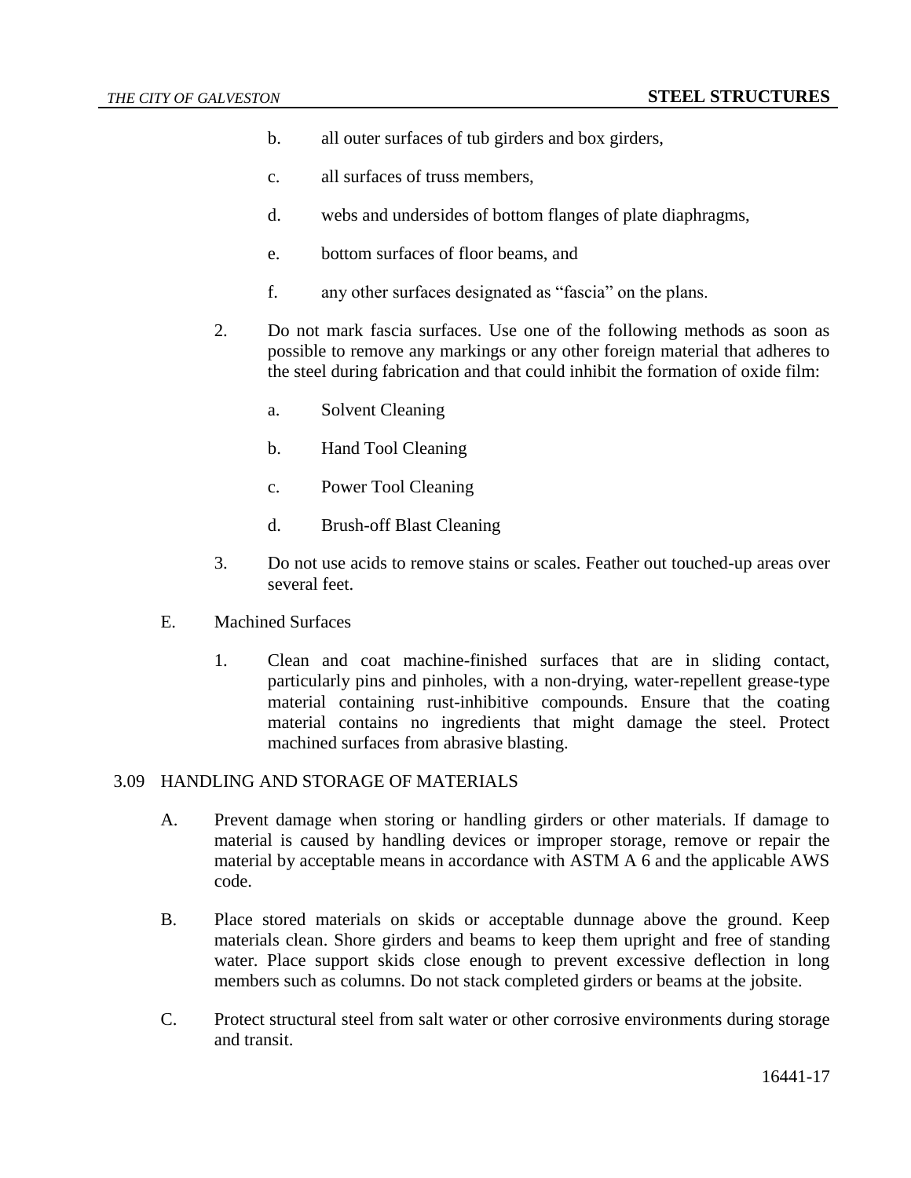b. all outer surfaces of tub girders and box girders,

c. all surfaces of truss members,

d. webs and undersides of bottom flanges of plate diaphragms,

e. bottom surfaces of floor beams, and

f. any other surfaces designated as "fascia" on the plans.

2. Do not mark fascia surfaces. Use one of the following methods as soon as possible to remove any markings or any other foreign material that adheres to the steel during fabrication and that could inhibit the formation of oxide film:

   a. Solvent Cleaning

   b. Hand Tool Cleaning

   c. Power Tool Cleaning

   d. Brush-off Blast Cleaning

3. Do not use acids to remove stains or scales. Feather out touched-up areas over several feet.

E. Machined Surfaces

1. Clean and coat machine-finished surfaces that are in sliding contact, particularly pins and pinholes, with a non-drying, water-repellent grease-type material containing rust-inhibitive compounds. Ensure that the coating material contains no ingredients that might damage the steel. Protect machined surfaces from abrasive blasting.

## 3.09 HANDLING AND STORAGE OF MATERIALS

A. Prevent damage when storing or handling girders or other materials. If damage to material is caused by handling devices or improper storage, remove or repair the material by acceptable means in accordance with ASTM A 6 and the applicable AWS code.

B. Place stored materials on skids or acceptable dunnage above the ground. Keep materials clean. Shore girders and beams to keep them upright and free of standing water. Place support skids close enough to prevent excessive deflection in long members such as columns. Do not stack completed girders or beams at the jobsite.

C. Protect structural steel from salt water or other corrosive environments during storage and transit.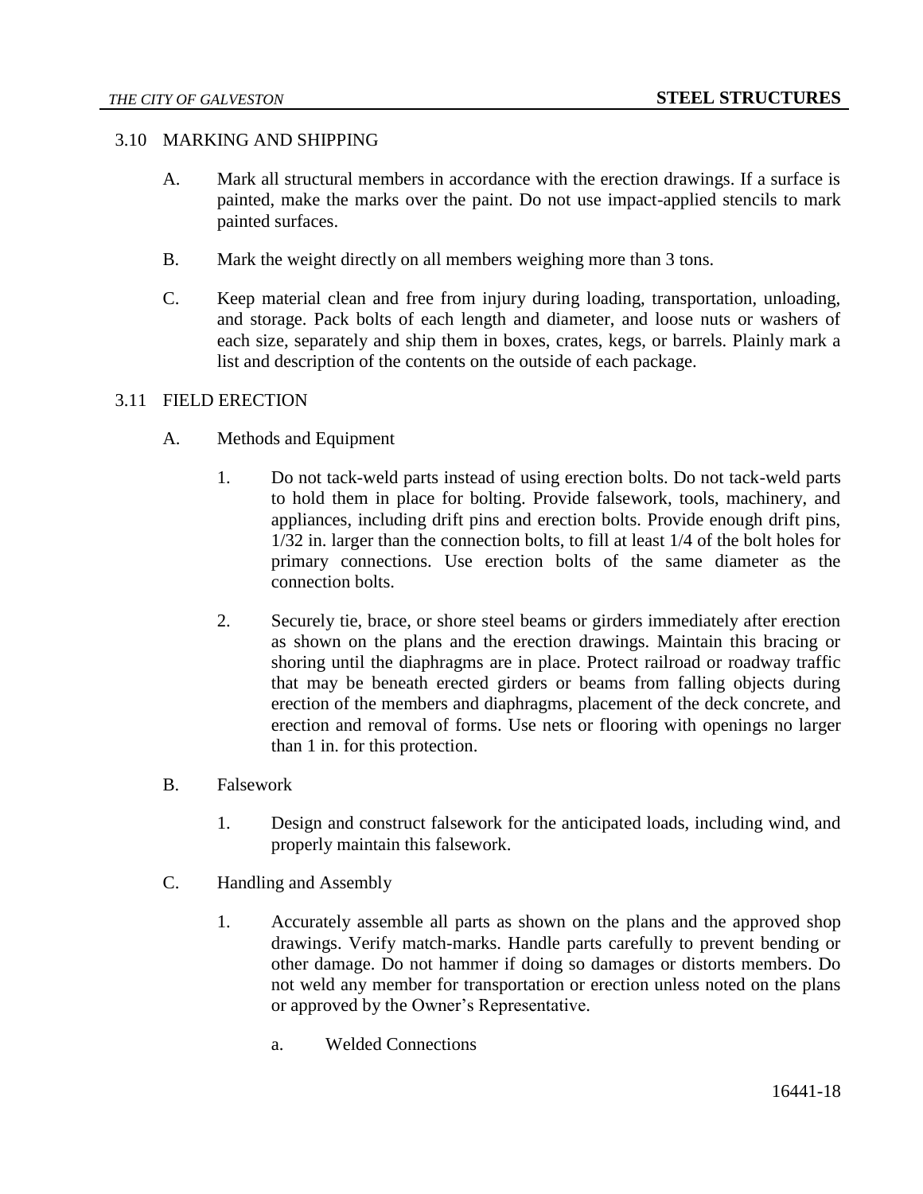## 3.10 MARKING AND SHIPPING

A. Mark all structural members in accordance with the erection drawings. If a surface is painted, make the marks over the paint. Do not use impact-applied stencils to mark painted surfaces.

B. Mark the weight directly on all members weighing more than 3 tons.

C. Keep material clean and free from injury during loading, transportation, unloading, and storage. Pack bolts of each length and diameter, and loose nuts or washers of each size, separately and ship them in boxes, crates, kegs, or barrels. Plainly mark a list and description of the contents on the outside of each package.

## 3.11 FIELD ERECTION

A. Methods and Equipment

1. Do not tack-weld parts instead of using erection bolts. Do not tack-weld parts to hold them in place for bolting. Provide falsework, tools, machinery, and appliances, including drift pins and erection bolts. Provide enough drift pins, 1/32 in. larger than the connection bolts, to fill at least 1/4 of the bolt holes for primary connections. Use erection bolts of the same diameter as the connection bolts.

2. Securely tie, brace, or shore steel beams or girders immediately after erection as shown on the plans and the erection drawings. Maintain this bracing or shoring until the diaphragms are in place. Protect railroad or roadway traffic that may be beneath erected girders or beams from falling objects during erection of the members and diaphragms, placement of the deck concrete, and erection and removal of forms. Use nets or flooring with openings no larger than 1 in. for this protection.

B. Falsework

1. Design and construct falsework for the anticipated loads, including wind, and properly maintain this falsework.

C. Handling and Assembly

1. Accurately assemble all parts as shown on the plans and the approved shop drawings. Verify match-marks. Handle parts carefully to prevent bending or other damage. Do not hammer if doing so damages or distorts members. Do not weld any member for transportation or erection unless noted on the plans or approved by the Owner's Representative.

   a. Welded Connections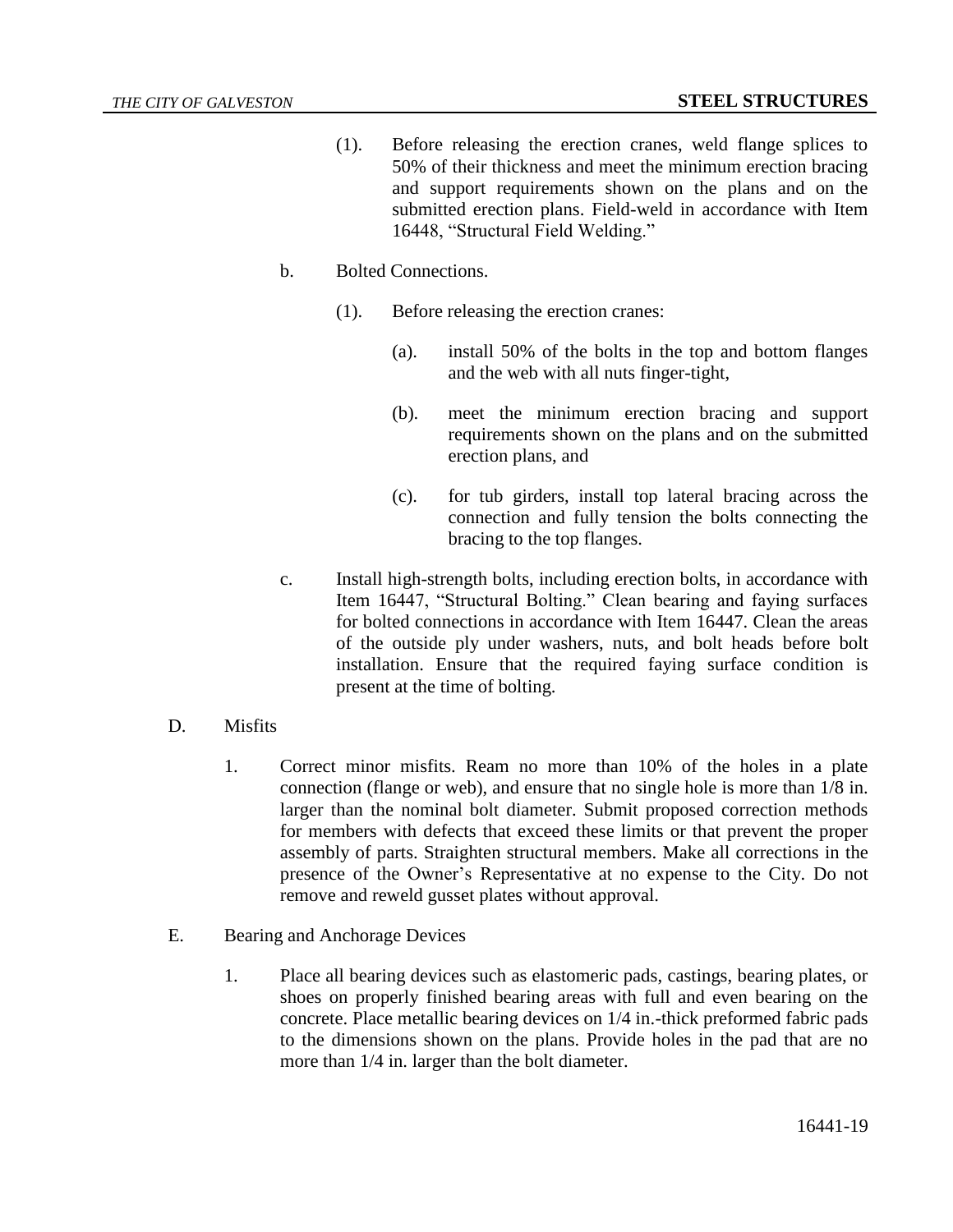(1). Before releasing the erection cranes, weld flange splices to 50% of their thickness and meet the minimum erection bracing and support requirements shown on the plans and on the submitted erection plans. Field-weld in accordance with Item 16448, "Structural Field Welding."

b. Bolted Connections.

(1). Before releasing the erection cranes:

(a). install 50% of the bolts in the top and bottom flanges and the web with all nuts finger-tight,

(b). meet the minimum erection bracing and support requirements shown on the plans and on the submitted erection plans, and

(c). for tub girders, install top lateral bracing across the connection and fully tension the bolts connecting the bracing to the top flanges.

c. Install high-strength bolts, including erection bolts, in accordance with Item 16447, "Structural Bolting." Clean bearing and faying surfaces for bolted connections in accordance with Item 16447. Clean the areas of the outside ply under washers, nuts, and bolt heads before bolt installation. Ensure that the required faying surface condition is present at the time of bolting.

D. Misfits

1. Correct minor misfits. Ream no more than 10% of the holes in a plate connection (flange or web), and ensure that no single hole is more than 1/8 in. larger than the nominal bolt diameter. Submit proposed correction methods for members with defects that exceed these limits or that prevent the proper assembly of parts. Straighten structural members. Make all corrections in the presence of the Owner's Representative at no expense to the City. Do not remove and reweld gusset plates without approval.

E. Bearing and Anchorage Devices

1. Place all bearing devices such as elastomeric pads, castings, bearing plates, or shoes on properly finished bearing areas with full and even bearing on the concrete. Place metallic bearing devices on 1/4 in.-thick preformed fabric pads to the dimensions shown on the plans. Provide holes in the pad that are no more than 1/4 in. larger than the bolt diameter.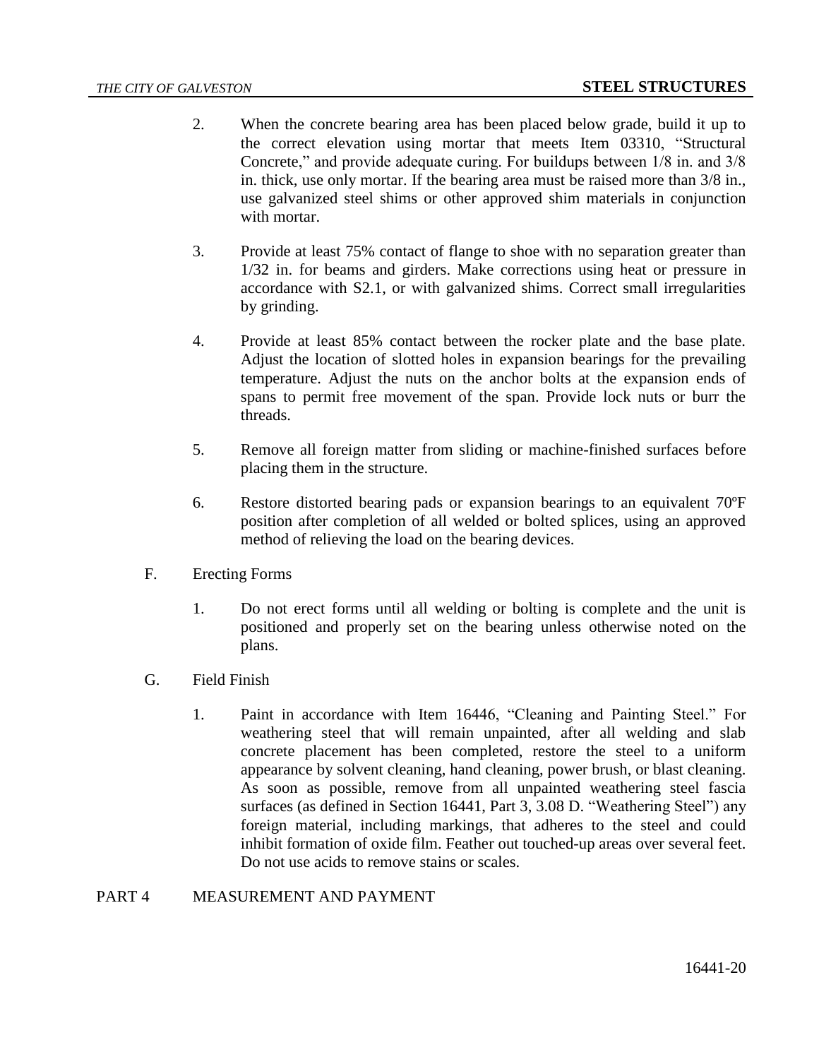2. When the concrete bearing area has been placed below grade, build it up to the correct elevation using mortar that meets Item 03310, "Structural Concrete," and provide adequate curing. For buildups between 1/8 in. and 3/8 in. thick, use only mortar. If the bearing area must be raised more than 3/8 in., use galvanized steel shims or other approved shim materials in conjunction with mortar.

3. Provide at least 75% contact of flange to shoe with no separation greater than 1/32 in. for beams and girders. Make corrections using heat or pressure in accordance with S2.1, or with galvanized shims. Correct small irregularities by grinding.

4. Provide at least 85% contact between the rocker plate and the base plate. Adjust the location of slotted holes in expansion bearings for the prevailing temperature. Adjust the nuts on the anchor bolts at the expansion ends of spans to permit free movement of the span. Provide lock nuts or burr the threads.

5. Remove all foreign matter from sliding or machine-finished surfaces before placing them in the structure.

6. Restore distorted bearing pads or expansion bearings to an equivalent 70ºF position after completion of all welded or bolted splices, using an approved method of relieving the load on the bearing devices.

F. Erecting Forms

1. Do not erect forms until all welding or bolting is complete and the unit is positioned and properly set on the bearing unless otherwise noted on the plans.

G. Field Finish

1. Paint in accordance with Item 16446, "Cleaning and Painting Steel." For weathering steel that will remain unpainted, after all welding and slab concrete placement has been completed, restore the steel to a uniform appearance by solvent cleaning, hand cleaning, power brush, or blast cleaning. As soon as possible, remove from all unpainted weathering steel fascia surfaces (as defined in Section 16441, Part 3, 3.08 D. "Weathering Steel") any foreign material, including markings, that adheres to the steel and could inhibit formation of oxide film. Feather out touched-up areas over several feet. Do not use acids to remove stains or scales.

## PART 4 MEASUREMENT AND PAYMENT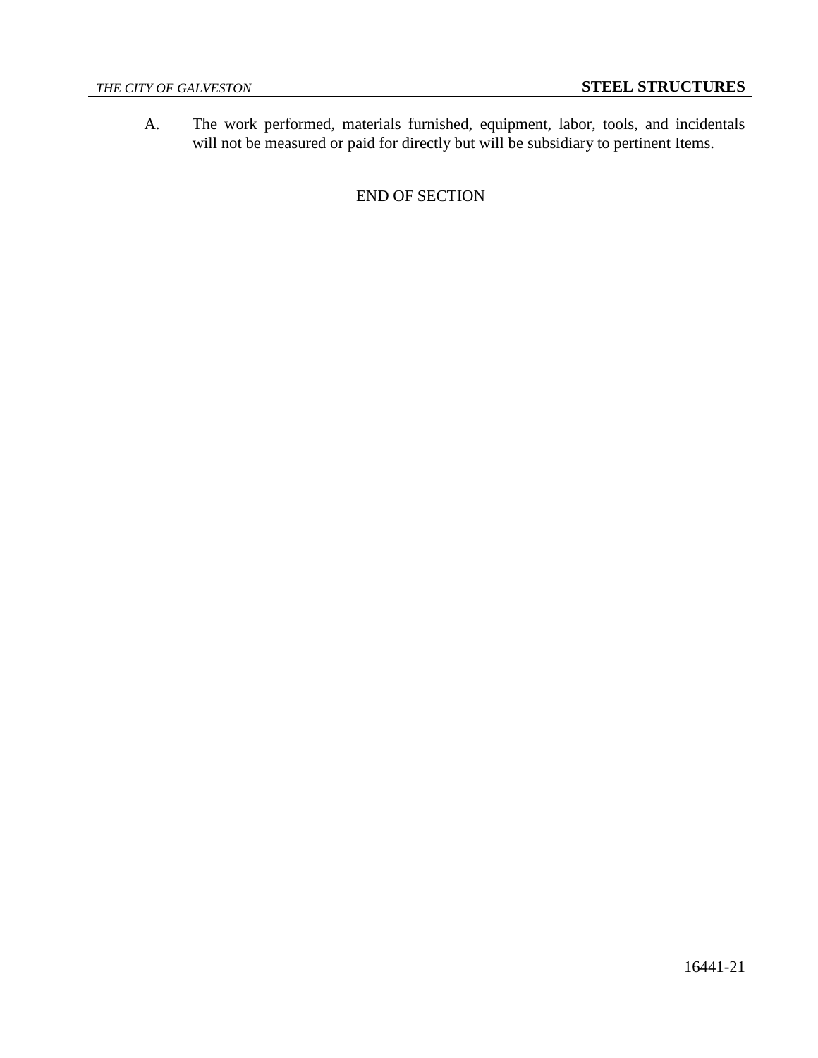A. The work performed, materials furnished, equipment, labor, tools, and incidentals will not be measured or paid for directly but will be subsidiary to pertinent Items.

END OF SECTION